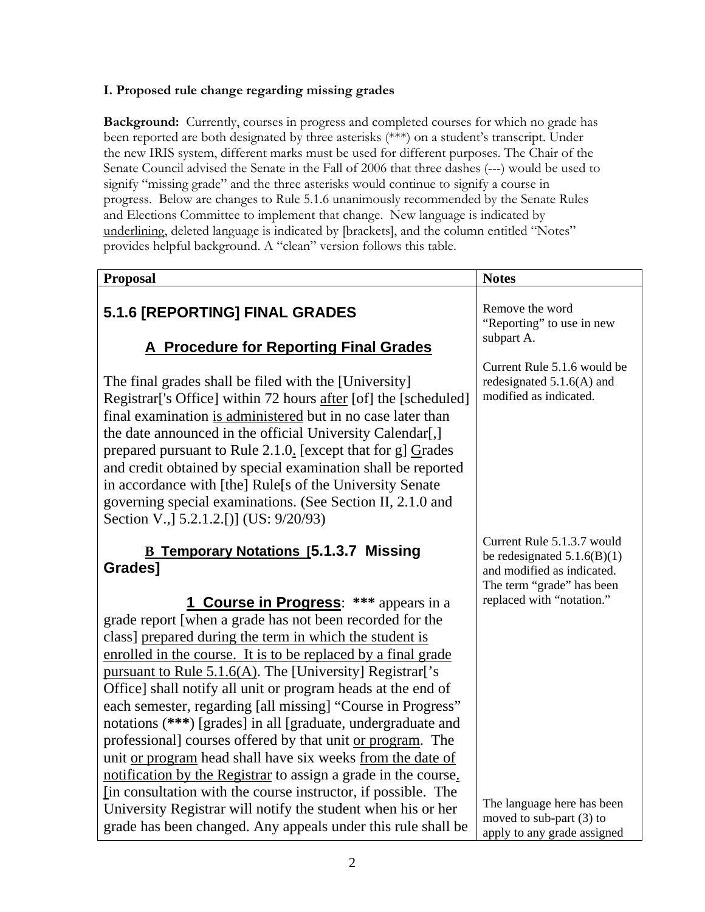**I. Proposed rule change regarding missing grades**

**Background:** Currently, courses in progress and completed courses for which no grade has been reported are both designated by three asterisks (***) on a student's transcript. Under the new IRIS system, different marks must be used for different purposes. The Chair of the Senate Council advised the Senate in the Fall of 2006 that three dashes (---) would be used to signify "missing grade" and the three asterisks would continue to signify a course in progress. Below are changes to Rule 5.1.6 unanimously recommended by the Senate Rules and Elections Committee to implement that change. New language is indicated by <u>underlining</u>, deleted language is indicated by [brackets], and the column entitled "Notes" provides helpful background. A "clean" version follows this table.

| **Proposal** | **Notes** |
|---|---|
| **5.1.6 [REPORTING] FINAL GRADES** | Remove the word "Reporting" to use in new subpart A. |
| **<u>A Procedure for Reporting Final Grades</u>** <br><br> The final grades shall be filed with the [University] Registrar['s Office] within 72 hours <u>after</u> [of] the [scheduled] final examination <u>is administered</u> but in no case later than the date announced in the official University Calendar[,] prepared pursuant to Rule 2.1.0<u>.</u> [except that for g] <u>G</u>rades and credit obtained by special examination shall be reported in accordance with [the] Rule[s of the University Senate governing special examinations. (See Section II, 2.1.0 and Section V.,] 5.2.1.2.[)] (US: 9/20/93) | Current Rule 5.1.6 would be redesignated 5.1.6(A) and modified as indicated. |
| **<u>B Temporary Notations</u> [5.1.3.7 Missing Grades]** <br><br> **<u>1 Course in Progress</u>**: **\*\*\*** appears in a grade report [when a grade has not been recorded for the class] <u>prepared during the term in which the student is enrolled in the course. It is to be replaced by a final grade pursuant to Rule 5.1.6(A)</u>. The [University] Registrar['s Office] shall notify all unit or program heads at the end of each semester, regarding [all missing] "Course in Progress" notations (**\*\*\***) [grades] in all [graduate, undergraduate and professional] courses offered by that unit <u>or program</u>. The unit <u>or program</u> head shall have six weeks <u>from the date of notification by the Registrar</u> to assign a grade in the course<u>.</u> [in consultation with the course instructor, if possible. The University Registrar will notify the student when his or her grade has been changed. Any appeals under this rule shall be | Current Rule 5.1.3.7 would be redesignated 5.1.6(B)(1) and modified as indicated. The term "grade" has been replaced with "notation." <br><br> The language here has been moved to sub-part (3) to apply to any grade assigned |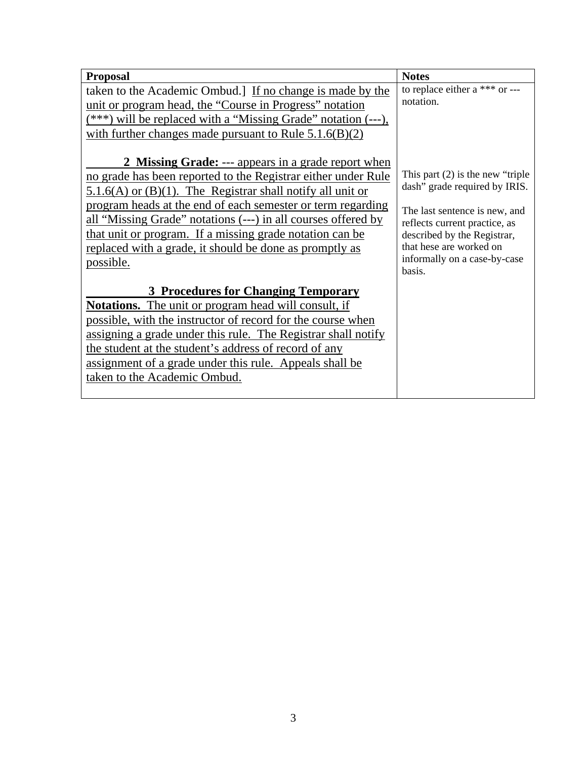| Proposal | Notes |
| --- | --- |
| taken to the Academic Ombud.] <u>If no change is made by the unit or program head, the "Course in Progress" notation (***) will be replaced with a "Missing Grade" notation (---), with further changes made pursuant to Rule 5.1.6(B)(2)</u> | to replace either a *** or --- notation. |
| <u>**2 Missing Grade:** --- appears in a grade report when no grade has been reported to the Registrar either under Rule 5.1.6(A) or (B)(1). The Registrar shall notify all unit or program heads at the end of each semester or term regarding all "Missing Grade" notations (---) in all courses offered by that unit or program. If a missing grade notation can be replaced with a grade, it should be done as promptly as possible.</u> | This part (2) is the new "triple dash" grade required by IRIS.<br><br>The last sentence is new, and reflects current practice, as described by the Registrar, that hese are worked on informally on a case-by-case basis. |
| <u>**3 Procedures for Changing Temporary Notations.** The unit or program head will consult, if possible, with the instructor of record for the course when assigning a grade under this rule. The Registrar shall notify the student at the student's address of record of any assignment of a grade under this rule. Appeals shall be taken to the Academic Ombud.</u> | |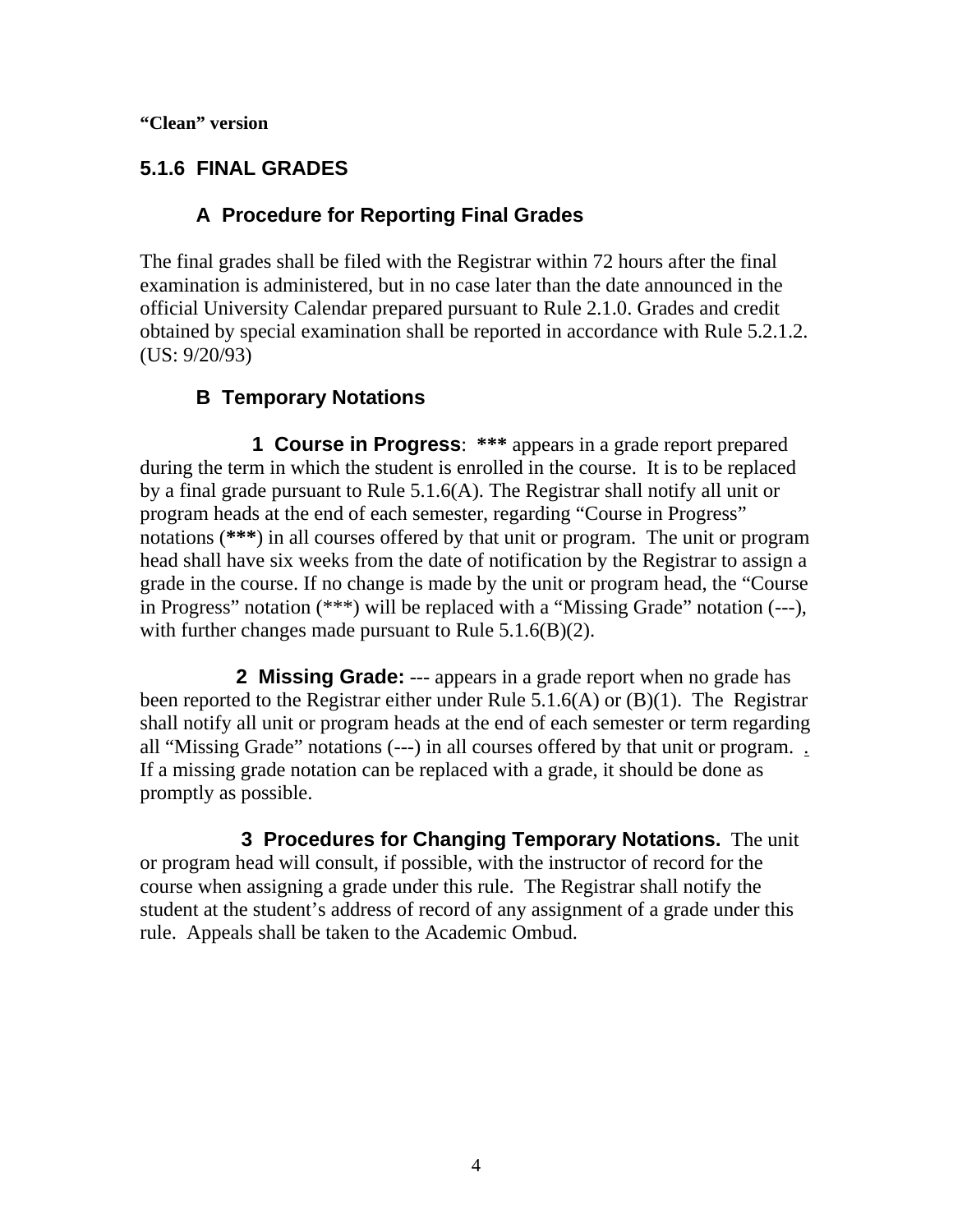**“Clean” version**

## 5.1.6 FINAL GRADES

### A Procedure for Reporting Final Grades

The final grades shall be filed with the Registrar within 72 hours after the final examination is administered, but in no case later than the date announced in the official University Calendar prepared pursuant to Rule 2.1.0. Grades and credit obtained by special examination shall be reported in accordance with Rule 5.2.1.2. (US: 9/20/93)

### B Temporary Notations

**1 Course in Progress**: **\*\*\*** appears in a grade report prepared during the term in which the student is enrolled in the course. It is to be replaced by a final grade pursuant to Rule 5.1.6(A). The Registrar shall notify all unit or program heads at the end of each semester, regarding “Course in Progress” notations (**\*\*\***) in all courses offered by that unit or program. The unit or program head shall have six weeks from the date of notification by the Registrar to assign a grade in the course. If no change is made by the unit or program head, the “Course in Progress” notation (\*\*\*) will be replaced with a “Missing Grade” notation (---), with further changes made pursuant to Rule 5.1.6(B)(2).

**2 Missing Grade:** --- appears in a grade report when no grade has been reported to the Registrar either under Rule 5.1.6(A) or (B)(1). The Registrar shall notify all unit or program heads at the end of each semester or term regarding all “Missing Grade” notations (---) in all courses offered by that unit or program. . If a missing grade notation can be replaced with a grade, it should be done as promptly as possible.

**3 Procedures for Changing Temporary Notations.** The unit or program head will consult, if possible, with the instructor of record for the course when assigning a grade under this rule. The Registrar shall notify the student at the student’s address of record of any assignment of a grade under this rule. Appeals shall be taken to the Academic Ombud.